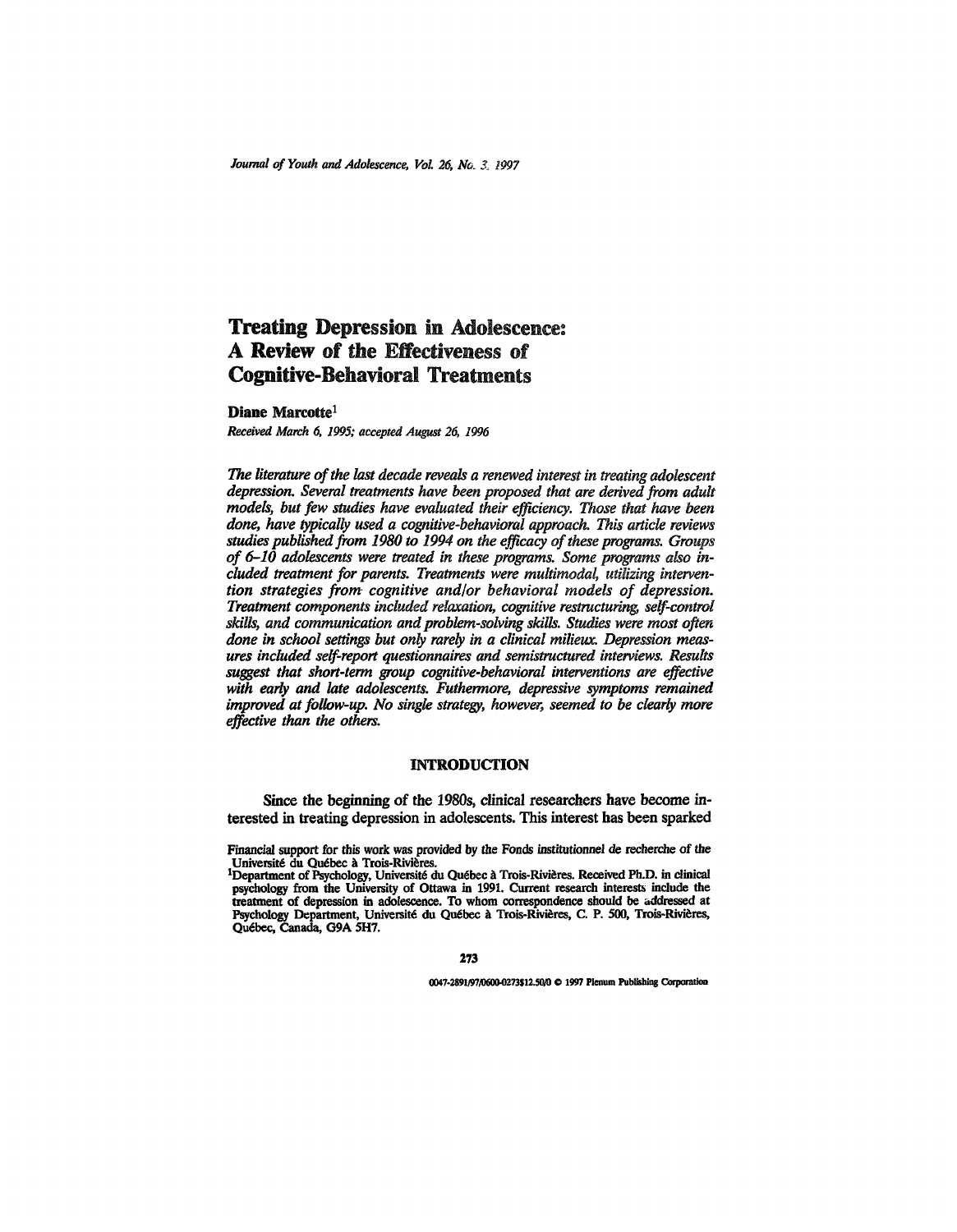# Treating Depression in Adolescence: A Review of the Effectiveness of Cognitive-Behavioral Treatments

**Diane Marcotte**[1]

*Received March 6, 1995; accepted August 26, 1996*

*The literature of the last decade reveals a renewed interest in treating adolescent depression. Several treatments have been proposed that are derived from adult models, but few studies have evaluated their efficiency. Those that have been done, have typically used a cognitive-behavioral approach. This article reviews studies published from 1980 to 1994 on the efficacy of these programs. Groups of 6–10 adolescents were treated in these programs. Some programs also included treatment for parents. Treatments were multimodal, utilizing intervention strategies from cognitive and/or behavioral models of depression. Treatment components included relaxation, cognitive restructuring, self-control skills, and communication and problem-solving skills. Studies were most often done in school settings but only rarely in a clinical milieux. Depression measures included self-report questionnaires and semistructured interviews. Results suggest that short-term group cognitive-behavioral interventions are effective with early and late adolescents. Futhermore, depressive symptoms remained improved at follow-up. No single strategy, however, seemed to be clearly more effective than the others.*

## INTRODUCTION

Since the beginning of the 1980s, clinical researchers have become interested in treating depression in adolescents. This interest has been sparked

Financial support for this work was provided by the Fonds institutionnel de recherche of the Université du Québec à Trois-Rivières.

[1]Department of Psychology, Université du Québec à Trois-Rivières. Received Ph.D. in clinical psychology from the University of Ottawa in 1991. Current research interests include the treatment of depression in adolescence. To whom correspondence should be addressed at Psychology Department, Université du Québec à Trois-Rivières, C. P. 500, Trois-Rivières, Québec, Canada, G9A 5H7.

0047-2891/97/0600-0273$12.50/0 © 1997 Plenum Publishing Corporation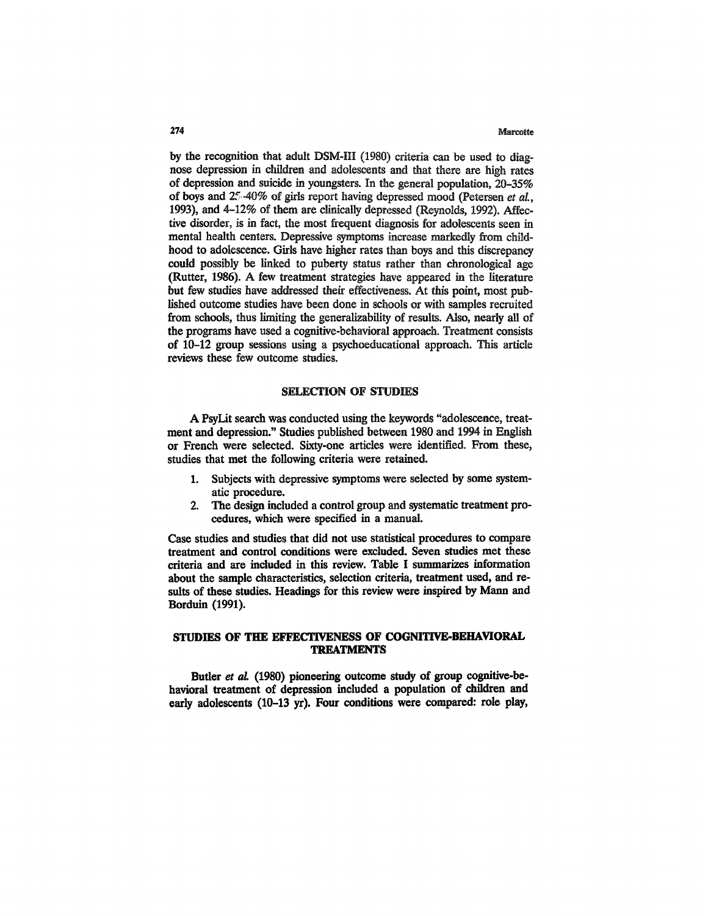by the recognition that adult DSM-III (1980) criteria can be used to diagnose depression in children and adolescents and that there are high rates of depression and suicide in youngsters. In the general population, 20–35% of boys and 25–40% of girls report having depressed mood (Petersen *et al.*, 1993), and 4–12% of them are clinically depressed (Reynolds, 1992). Affective disorder, is in fact, the most frequent diagnosis for adolescents seen in mental health centers. Depressive symptoms increase markedly from childhood to adolescence. Girls have higher rates than boys and this discrepancy could possibly be linked to puberty status rather than chronological age (Rutter, 1986). A few treatment strategies have appeared in the literature but few studies have addressed their effectiveness. At this point, most published outcome studies have been done in schools or with samples recruited from schools, thus limiting the generalizability of results. Also, nearly all of the programs have used a cognitive-behavioral approach. Treatment consists of 10–12 group sessions using a psychoeducational approach. This article reviews these few outcome studies.

## SELECTION OF STUDIES

A PsyLit search was conducted using the keywords "adolescence, treatment and depression." Studies published between 1980 and 1994 in English or French were selected. Sixty-one articles were identified. From these, studies that met the following criteria were retained.

1. Subjects with depressive symptoms were selected by some systematic procedure.
2. The design included a control group and systematic treatment procedures, which were specified in a manual.

Case studies and studies that did not use statistical procedures to compare treatment and control conditions were excluded. Seven studies met these criteria and are included in this review. Table I summarizes information about the sample characteristics, selection criteria, treatment used, and results of these studies. Headings for this review were inspired by Mann and Borduin (1991).

## STUDIES OF THE EFFECTIVENESS OF COGNITIVE-BEHAVIORAL TREATMENTS

Butler *et al.* (1980) pioneering outcome study of group cognitive-behavioral treatment of depression included a population of children and early adolescents (10–13 yr). Four conditions were compared: role play,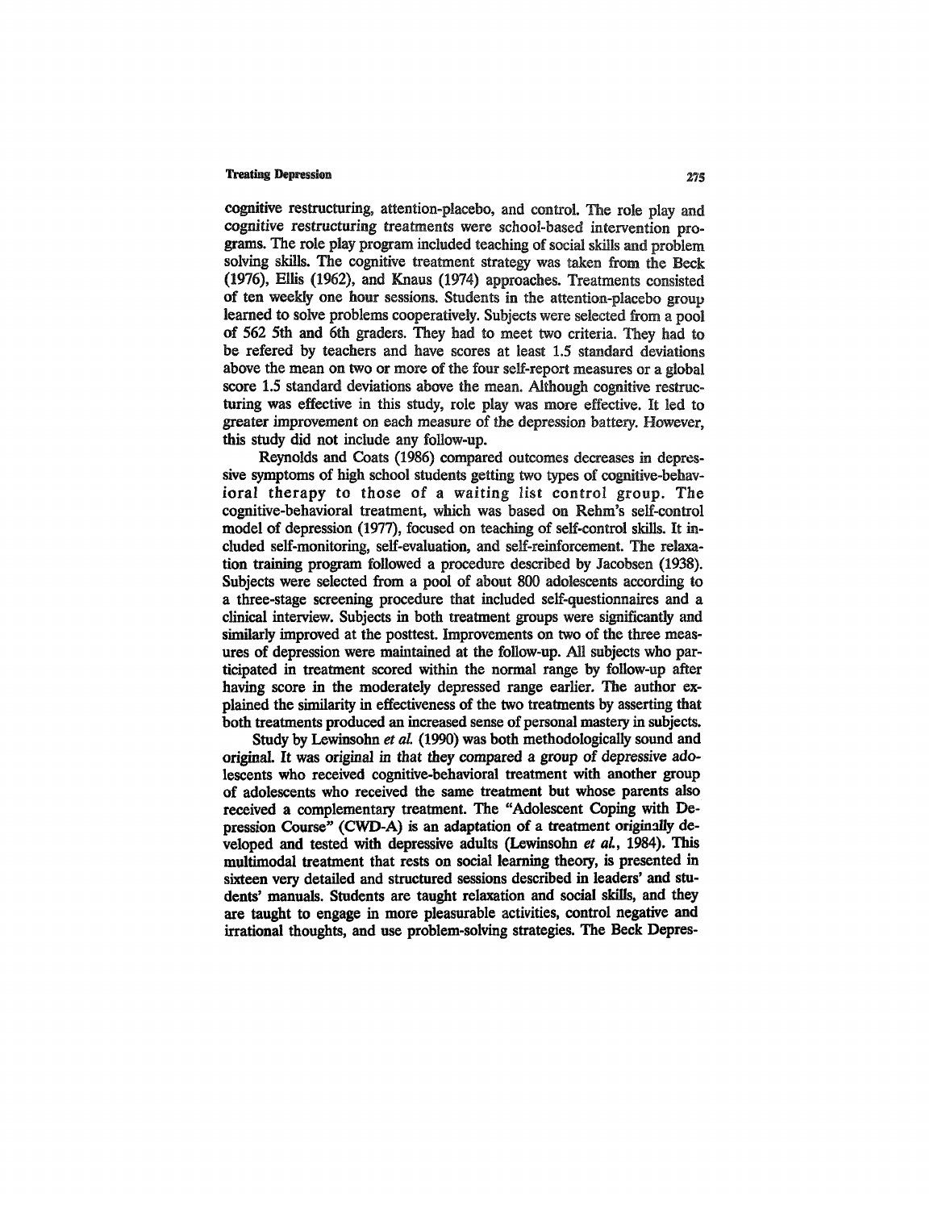cognitive restructuring, attention-placebo, and control. The role play and cognitive restructuring treatments were school-based intervention programs. The role play program included teaching of social skills and problem solving skills. The cognitive treatment strategy was taken from the Beck (1976), Ellis (1962), and Knaus (1974) approaches. Treatments consisted of ten weekly one hour sessions. Students in the attention-placebo group learned to solve problems cooperatively. Subjects were selected from a pool of 562 5th and 6th graders. They had to meet two criteria. They had to be refered by teachers and have scores at least 1.5 standard deviations above the mean on two or more of the four self-report measures or a global score 1.5 standard deviations above the mean. Although cognitive restructuring was effective in this study, role play was more effective. It led to greater improvement on each measure of the depression battery. However, this study did not include any follow-up.

Reynolds and Coats (1986) compared outcomes decreases in depressive symptoms of high school students getting two types of cognitive-behavioral therapy to those of a waiting list control group. The cognitive-behavioral treatment, which was based on Rehm's self-control model of depression (1977), focused on teaching of self-control skills. It included self-monitoring, self-evaluation, and self-reinforcement. The relaxation training program followed a procedure described by Jacobsen (1938). Subjects were selected from a pool of about 800 adolescents according to a three-stage screening procedure that included self-questionnaires and a clinical interview. Subjects in both treatment groups were significantly and similarly improved at the posttest. Improvements on two of the three measures of depression were maintained at the follow-up. All subjects who participated in treatment scored within the normal range by follow-up after having score in the moderately depressed range earlier. The author explained the similarity in effectiveness of the two treatments by asserting that both treatments produced an increased sense of personal mastery in subjects.

Study by Lewinsohn *et al.* (1990) was both methodologically sound and original. It was original in that they compared a group of depressive adolescents who received cognitive-behavioral treatment with another group of adolescents who received the same treatment but whose parents also received a complementary treatment. The "Adolescent Coping with Depression Course" (CWD-A) is an adaptation of a treatment originally developed and tested with depressive adults (Lewinsohn *et al.*, 1984). This multimodal treatment that rests on social learning theory, is presented in sixteen very detailed and structured sessions described in leaders' and students' manuals. Students are taught relaxation and social skills, and they are taught to engage in more pleasurable activities, control negative and irrational thoughts, and use problem-solving strategies. The Beck Depres-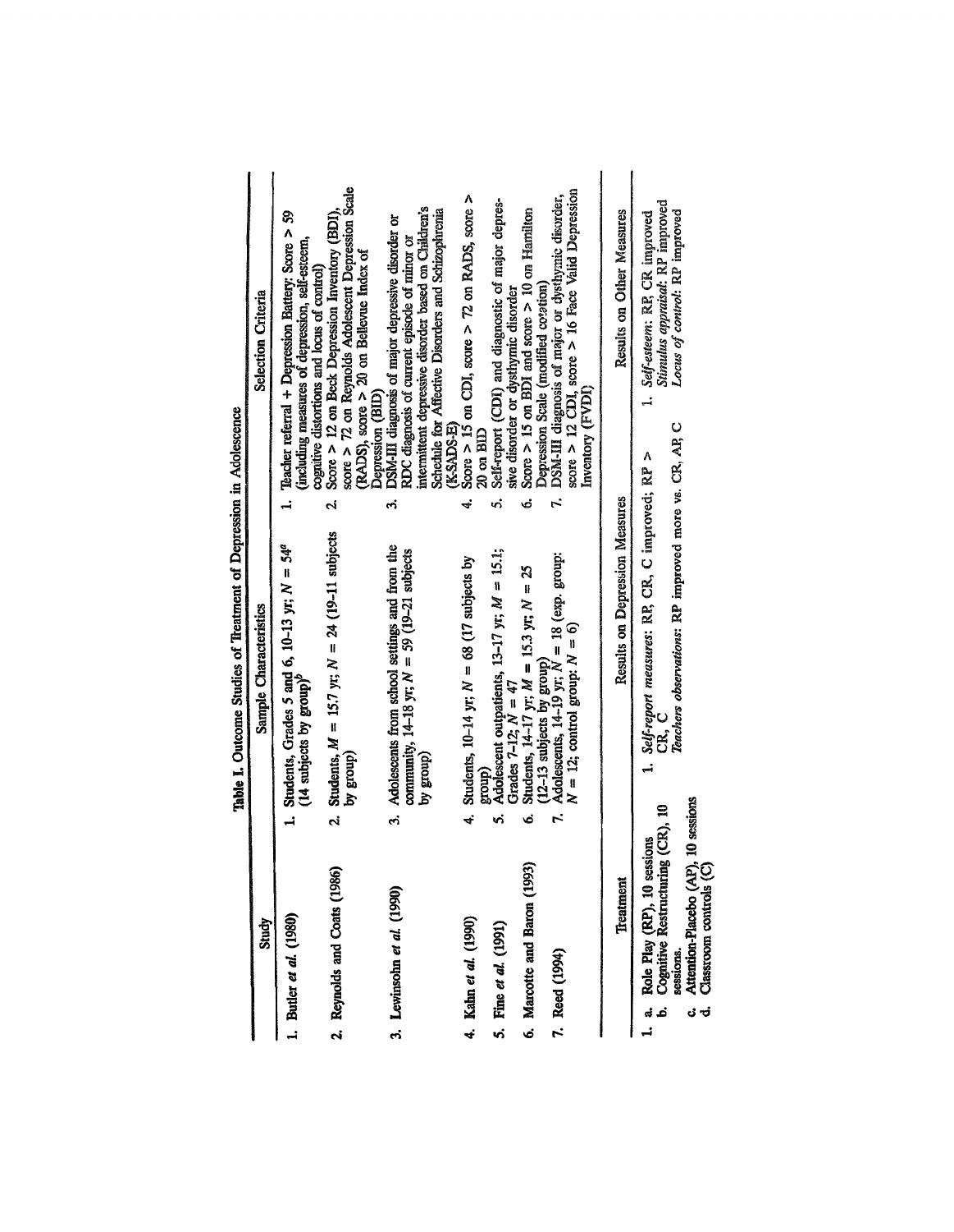**Table I. Outcome Studies of Treatment of Depression in Adolescence**

| Study | Sample Characteristics | Selection Criteria |
|---|---|---|
| 1. Butler *et al.* (1980) | 1. Students, Grades 5 and 6, 10–13 yr; $N = 54$[a] (14 subjects by group)[b] | 1. Teacher referral + Depression Battery: Score > 59 (including measures of depression, self-esteem, cognitive distortions and locus of control) |
| 2. Reynolds and Coats (1986) | 2. Students, $M = 15.7$ yr; $N = 24$ (19–11 subjects by group) | 2. Score > 12 on Beck Depression Inventory (BDI), score > 72 on Reynolds Adolescent Depression Scale (RADS), score > 20 on Bellevue Index of Depression (BID) |
| 3. Lewinsohn *et al.* (1990) | 3. Adolescents from school settings and from the community, 14–18 yr; $N = 59$ (19–21 subjects by group) | 3. DSM-III diagnosis of major depressive disorder or RDC diagnosis of current episode of minor or intermittent depressive disorder based on Children's Schedule for Affective Disorders and Schizophrenia (K-SADS-E) |
| 4. Kahn *et al.* (1990) | 4. Students, 10–14 yr; $N = 68$ (17 subjects by group) | 4. Score > 15 on CDI, score > 72 on RADS, score > 20 on BID |
| 5. Fine *et al.* (1991) | 5. Adolescent outpatients, 13–17 yr; $M = 15.1$; Grades 7–12; $N = 47$ | 5. Self-report (CDI) and diagnostic of major depressive disorder or dysthymic disorder |
| 6. Marcotte and Baron (1993) | 6. Students, 14–17 yr; $M = 15.3$ yr; $N = 25$ (12–13 subjects by group) | 6. Score > 15 on BDI and score > 10 on Hamilton Depression Scale (modified cotation) |
| 7. Reed (1994) | 7. Adolescents, 14–19 yr; $N = 18$ (exp. group: $N = 12$; control group: $N = 6$) | 7. DSM-III diagnosis of major or dysthymic disorder, score > 12 CDI, score > 16 Face Valid Depression Inventory (FVDI) |

| Treatment | Results on Depression Measures | Results on Other Measures |
|---|---|---|
| 1. a. Role Play (RP), 10 sessions<br>b. Cognitive Restructuring (CR), 10 sessions.<br>c. Attention-Placebo (AP), 10 sessions<br>d. Classroom controls (C) | 1. *Self-report measures*: RP, CR, C improved; RP > CR, C<br>*Teachers observations*: RP improved more vs. CR, AP, C | 1. *Self-esteem*: RP, CR improved<br>*Stimulus appraisal*: RP improved<br>*Locus of control*: RP improved |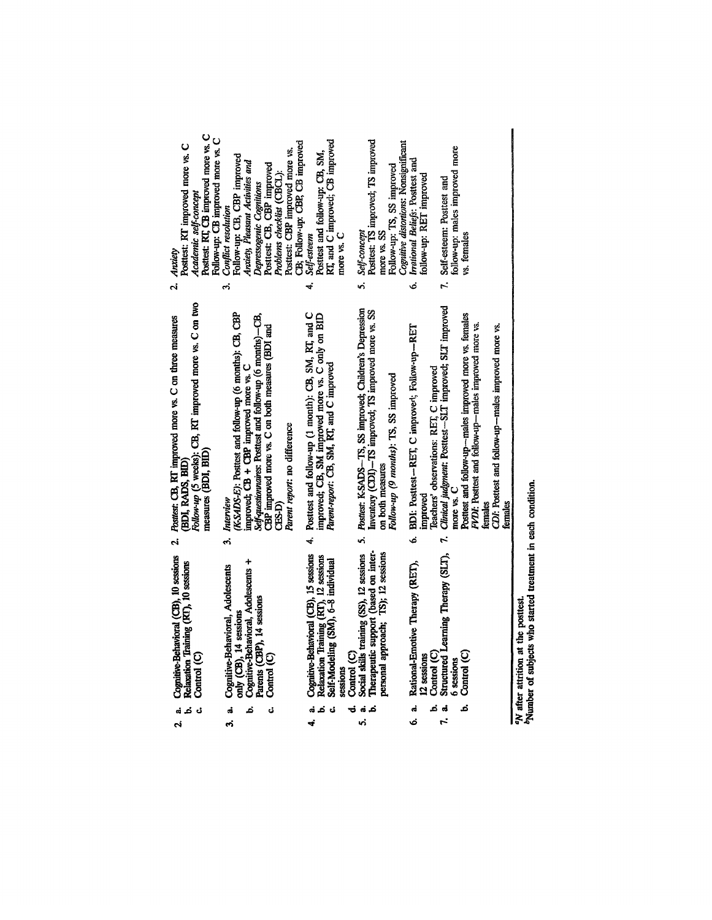| | | | |
|---|---|---|---|
| 2. | a. Cognitive-Behavioral (CB), 10 sessions<br>b. Relaxation Training (RT), 10 sessions<br>c. Control (C) | 2. *Posttest*: CB, RT improved more vs. C on three measures (BDI, RADS, BID)<br>*Follow-up* (5 weeks): CB, RT improved more vs. C on two measures (BDI, BID) | 2. *Anxiety*<br>Posttest: RT improved more vs. C<br>*Academic self-concept*<br>Posttest: RT, CB improved more vs. C<br>Follow-up: CB improved more vs. C |
| 3. | a. Cognitive-Behavioral, Adolescents only (CB), 14 sessions<br>b. Cognitive-Behavioral, Adolescents + Parents (CBP), 14 sessions<br>c. Control (C) | 3. *Interview*<br>(*K-SADS-E*): Posttest and follow-up (6 months): CB, CBP improved; CB + CBP improved more vs. C<br>*Self-questionnaires*: Posttest and follow-up (6 months)—CB, CBP improved more vs. C on both measures (BDI and CES-D)<br>*Parent report*: no difference | 3. *Conflict resolution*<br>Follow-up: CB, CBP improved<br>*Anxiety, Pleasant Activities and Depressogenic Cognitions*<br>Posttest: CB, CBP improved<br>*Problems checklist* (CBCL):<br>Posttest: CBP improved more vs. CB; Follow-up: CBP, CB improved |
| 4. | a. Cognitive-Behavioral (CB), 15 sessions<br>b. Relaxation Training (RT), 12 sessions<br>c. Self-Modeling (SM), 6–8 individual sessions<br>d. Control (C) | 4. Posttest and follow-up (1 month): CB, SM, RT, and C improved; CB, SM improved more vs. C only on BID<br>*Parent-report*: CB, SM, RT, and C improved | 4. *Self-esteem*<br>Posttest and follow-up: CB, SM, RT, and C improved; CB improved more vs. C |
| 5. | a. Social skills training (SS), 12 sessions<br>b. Therapeutic support (based on interpersonal approach; TS); 12 sessions | 5. *Posttest*: K-SADS—TS, SS improved; Children's Depression Inventory (CDI)—TS improved; TS improved more vs. SS on both measures<br>*Follow-up (9 months)*: TS, SS improved | 5. *Self-concept*<br>Posttest: TS improved; TS improved more vs. SS<br>Follow-up: TS, SS improved<br>*Cognitive distortions*: Nonsignificant |
| 6. | a. Rational-Emotive Therapy (RET), 12 sessions<br>b. Control (C) | 6. BDI: Posttest—RET, C improved; Follow-up—RET improved<br>Teachers' observations: RET, C improved | 6. *Irrational Beliefs*: Posttest and follow-up: RET improved |
| 7. | a. Structured Learning Therapy (SLT), 6 sessions<br>b. Control (C) | 7. *Clinical judgment*: Posttest—SLT improved; SLT improved more vs. C<br>Posttest and follow-up—males improved more vs. females<br>*PVDI*: Posttest and follow-up—males improved more vs. females<br>*CDI*: Posttest and follow-up—males improved more vs. females | 7. Self-esteem: Posttest and follow-up: males improved more vs. females |

[a]N after attrition at the posttest.
[b]Number of subjects who started treatment in each condition.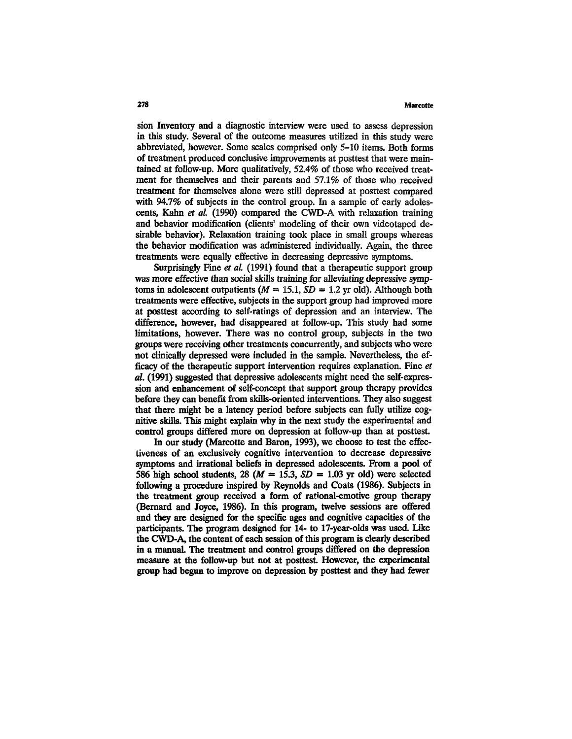sion Inventory and a diagnostic interview were used to assess depression in this study. Several of the outcome measures utilized in this study were abbreviated, however. Some scales comprised only 5–10 items. Both forms of treatment produced conclusive improvements at posttest that were maintained at follow-up. More qualitatively, 52.4% of those who received treatment for themselves and their parents and 57.1% of those who received treatment for themselves alone were still depressed at posttest compared with 94.7% of subjects in the control group. In a sample of early adolescents, Kahn *et al.* (1990) compared the CWD-A with relaxation training and behavior modification (clients' modeling of their own videotaped desirable behavior). Relaxation training took place in small groups whereas the behavior modification was administered individually. Again, the three treatments were equally effective in decreasing depressive symptoms.

Surprisingly Fine *et al.* (1991) found that a therapeutic support group was more effective than social skills training for alleviating depressive symptoms in adolescent outpatients ($M = 15.1$, $SD = 1.2$ yr old). Although both treatments were effective, subjects in the support group had improved more at posttest according to self-ratings of depression and an interview. The difference, however, had disappeared at follow-up. This study had some limitations, however. There was no control group, subjects in the two groups were receiving other treatments concurrently, and subjects who were not clinically depressed were included in the sample. Nevertheless, the efficacy of the therapeutic support intervention requires explanation. Fine *et al.* (1991) suggested that depressive adolescents might need the self-expression and enhancement of self-concept that support group therapy provides before they can benefit from skills-oriented interventions. They also suggest that there might be a latency period before subjects can fully utilize cognitive skills. This might explain why in the next study the experimental and control groups differed more on depression at follow-up than at posttest.

In our study (Marcotte and Baron, 1993), we choose to test the effectiveness of an exclusively cognitive intervention to decrease depressive symptoms and irrational beliefs in depressed adolescents. From a pool of 586 high school students, 28 ($M = 15.3$, $SD = 1.03$ yr old) were selected following a procedure inspired by Reynolds and Coats (1986). Subjects in the treatment group received a form of rational-emotive group therapy (Bernard and Joyce, 1986). In this program, twelve sessions are offered and they are designed for the specific ages and cognitive capacities of the participants. The program designed for 14- to 17-year-olds was used. Like the CWD-A, the content of each session of this program is clearly described in a manual. The treatment and control groups differed on the depression measure at the follow-up but not at posttest. However, the experimental group had begun to improve on depression by posttest and they had fewer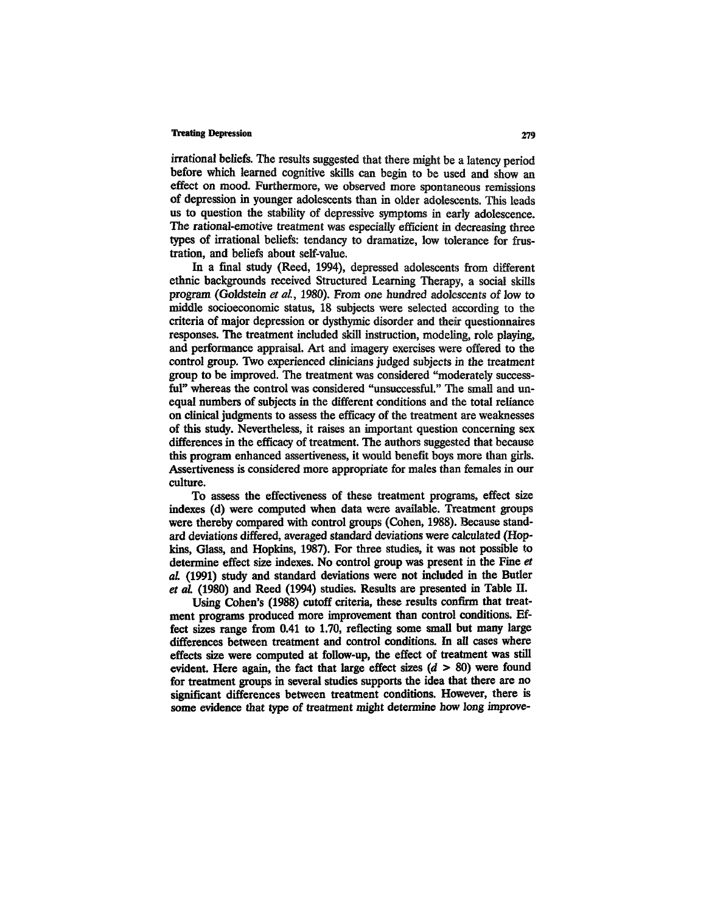irrational beliefs. The results suggested that there might be a latency period before which learned cognitive skills can begin to be used and show an effect on mood. Furthermore, we observed more spontaneous remissions of depression in younger adolescents than in older adolescents. This leads us to question the stability of depressive symptoms in early adolescence. The rational-emotive treatment was especially efficient in decreasing three types of irrational beliefs: tendancy to dramatize, low tolerance for frustration, and beliefs about self-value.

In a final study (Reed, 1994), depressed adolescents from different ethnic backgrounds received Structured Learning Therapy, a social skills program (Goldstein *et al.*, 1980). From one hundred adolescents of low to middle socioeconomic status, 18 subjects were selected according to the criteria of major depression or dysthymic disorder and their questionnaires responses. The treatment included skill instruction, modeling, role playing, and performance appraisal. Art and imagery exercises were offered to the control group. Two experienced clinicians judged subjects in the treatment group to be improved. The treatment was considered "moderately successful" whereas the control was considered "unsuccessful." The small and unequal numbers of subjects in the different conditions and the total reliance on clinical judgments to assess the efficacy of the treatment are weaknesses of this study. Nevertheless, it raises an important question concerning sex differences in the efficacy of treatment. The authors suggested that because this program enhanced assertiveness, it would benefit boys more than girls. Assertiveness is considered more appropriate for males than females in our culture.

To assess the effectiveness of these treatment programs, effect size indexes (d) were computed when data were available. Treatment groups were thereby compared with control groups (Cohen, 1988). Because standard deviations differed, averaged standard deviations were calculated (Hopkins, Glass, and Hopkins, 1987). For three studies, it was not possible to determine effect size indexes. No control group was present in the Fine *et al.* (1991) study and standard deviations were not included in the Butler *et al.* (1980) and Reed (1994) studies. Results are presented in Table II.

Using Cohen's (1988) cutoff criteria, these results confirm that treatment programs produced more improvement than control conditions. Effect sizes range from 0.41 to 1.70, reflecting some small but many large differences between treatment and control conditions. In all cases where effects size were computed at follow-up, the effect of treatment was still evident. Here again, the fact that large effect sizes ($d > 80$) were found for treatment groups in several studies supports the idea that there are no significant differences between treatment conditions. However, there is some evidence that type of treatment might determine how long improve-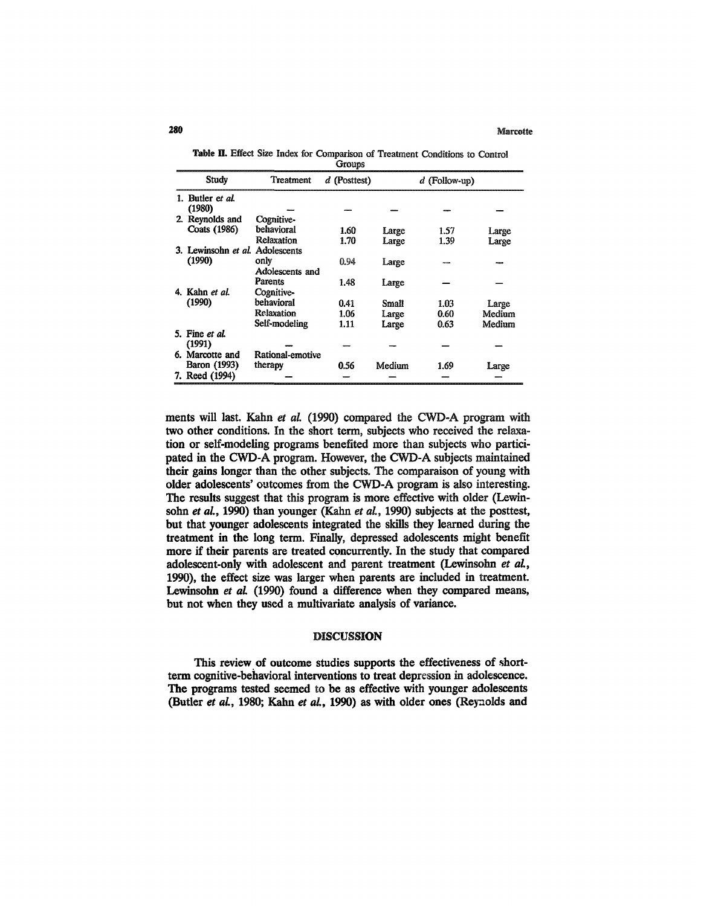**Table II.** Effect Size Index for Comparison of Treatment Conditions to Control Groups

| Study | Treatment | $d$ (Posttest) | | $d$ (Follow-up) | |
|---|---|---|---|---|---|
| 1. Butler *et al.* (1980) | — | — | — | — | — |
| 2. Reynolds and Coats (1986) | Cognitive-behavioral | 1.60 | Large | 1.57 | Large |
| | Relaxation | 1.70 | Large | 1.39 | Large |
| 3. Lewinsohn *et al.* (1990) | Adolescents only | 0.94 | Large | — | — |
| | Adolescents and Parents | 1.48 | Large | — | — |
| 4. Kahn *et al.* (1990) | Cognitive-behavioral | 0.41 | Small | 1.03 | Large |
| | Relaxation | 1.06 | Large | 0.60 | Medium |
| | Self-modeling | 1.11 | Large | 0.63 | Medium |
| 5. Fine *et al.* (1991) | — | — | — | — | — |
| 6. Marcotte and Baron (1993) | Rational-emotive therapy | 0.56 | Medium | 1.69 | Large |
| 7. Reed (1994) | — | — | — | — | — |

ments will last. Kahn *et al.* (1990) compared the CWD-A program with two other conditions. In the short term, subjects who received the relaxation or self-modeling programs benefited more than subjects who participated in the CWD-A program. However, the CWD-A subjects maintained their gains longer than the other subjects. The comparaison of young with older adolescents' outcomes from the CWD-A program is also interesting. The results suggest that this program is more effective with older (Lewinsohn *et al.*, 1990) than younger (Kahn *et al.*, 1990) subjects at the posttest, but that younger adolescents integrated the skills they learned during the treatment in the long term. Finally, depressed adolescents might benefit more if their parents are treated concurrently. In the study that compared adolescent-only with adolescent and parent treatment (Lewinsohn *et al.*, 1990), the effect size was larger when parents are included in treatment. Lewinsohn *et al.* (1990) found a difference when they compared means, but not when they used a multivariate analysis of variance.

## DISCUSSION

This review of outcome studies supports the effectiveness of short-term cognitive-behavioral interventions to treat depression in adolescence. The programs tested seemed to be as effective with younger adolescents (Butler *et al.*, 1980; Kahn *et al.*, 1990) as with older ones (Reynolds and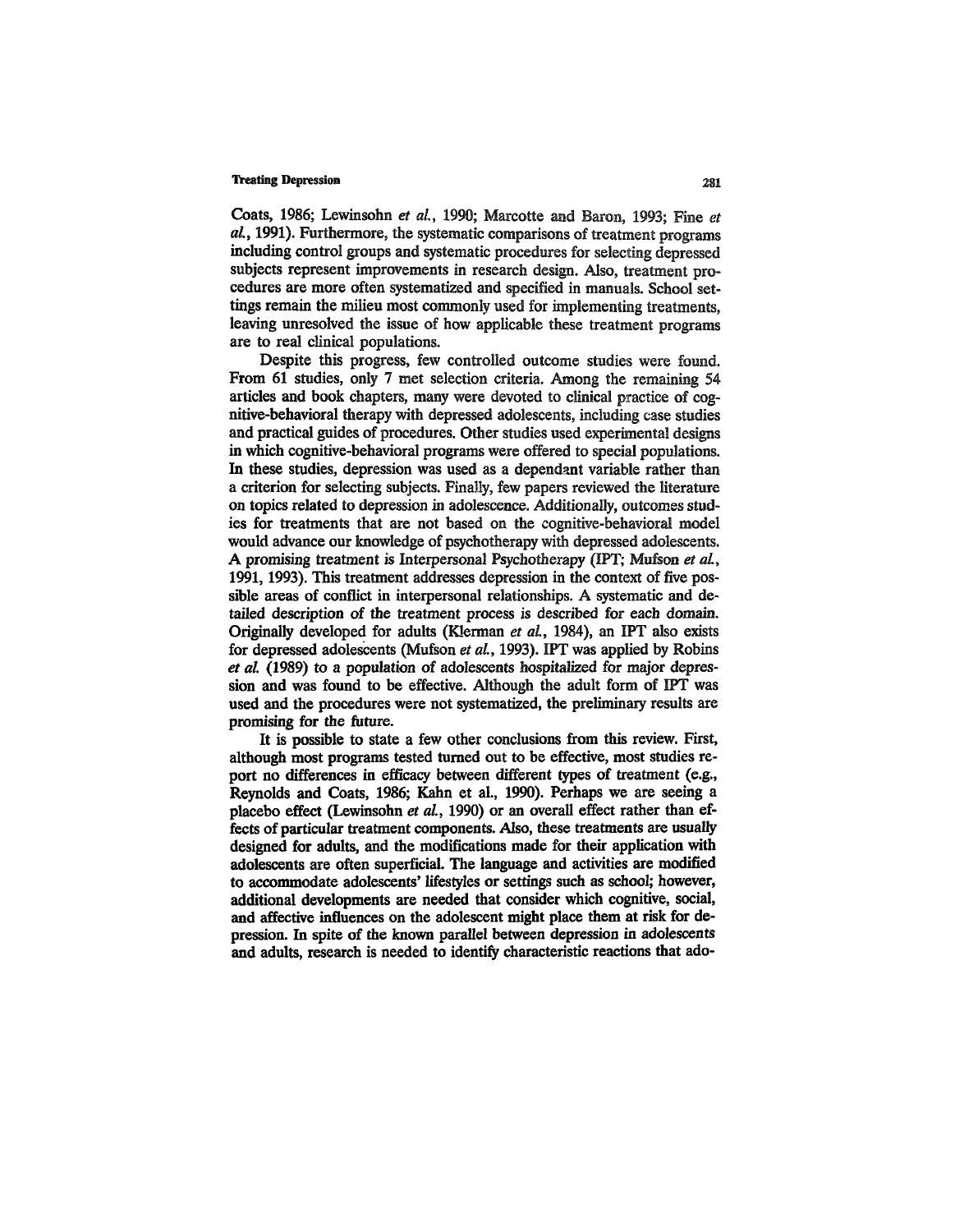Coats, 1986; Lewinsohn *et al.*, 1990; Marcotte and Baron, 1993; Fine *et al.*, 1991). Furthermore, the systematic comparisons of treatment programs including control groups and systematic procedures for selecting depressed subjects represent improvements in research design. Also, treatment procedures are more often systematized and specified in manuals. School settings remain the milieu most commonly used for implementing treatments, leaving unresolved the issue of how applicable these treatment programs are to real clinical populations.

Despite this progress, few controlled outcome studies were found. From 61 studies, only 7 met selection criteria. Among the remaining 54 articles and book chapters, many were devoted to clinical practice of cognitive-behavioral therapy with depressed adolescents, including case studies and practical guides of procedures. Other studies used experimental designs in which cognitive-behavioral programs were offered to special populations. In these studies, depression was used as a dependant variable rather than a criterion for selecting subjects. Finally, few papers reviewed the literature on topics related to depression in adolescence. Additionally, outcomes studies for treatments that are not based on the cognitive-behavioral model would advance our knowledge of psychotherapy with depressed adolescents. A promising treatment is Interpersonal Psychotherapy (IPT; Mufson *et al.*, 1991, 1993). This treatment addresses depression in the context of five possible areas of conflict in interpersonal relationships. A systematic and detailed description of the treatment process is described for each domain. Originally developed for adults (Klerman *et al.*, 1984), an IPT also exists for depressed adolescents (Mufson *et al.*, 1993). IPT was applied by Robins *et al.* (1989) to a population of adolescents hospitalized for major depression and was found to be effective. Although the adult form of IPT was used and the procedures were not systematized, the preliminary results are promising for the future.

It is possible to state a few other conclusions from this review. First, although most programs tested turned out to be effective, most studies report no differences in efficacy between different types of treatment (e.g., Reynolds and Coats, 1986; Kahn et al., 1990). Perhaps we are seeing a placebo effect (Lewinsohn *et al.*, 1990) or an overall effect rather than effects of particular treatment components. Also, these treatments are usually designed for adults, and the modifications made for their application with adolescents are often superficial. The language and activities are modified to accommodate adolescents' lifestyles or settings such as school; however, additional developments are needed that consider which cognitive, social, and affective influences on the adolescent might place them at risk for depression. In spite of the known parallel between depression in adolescents and adults, research is needed to identify characteristic reactions that ado-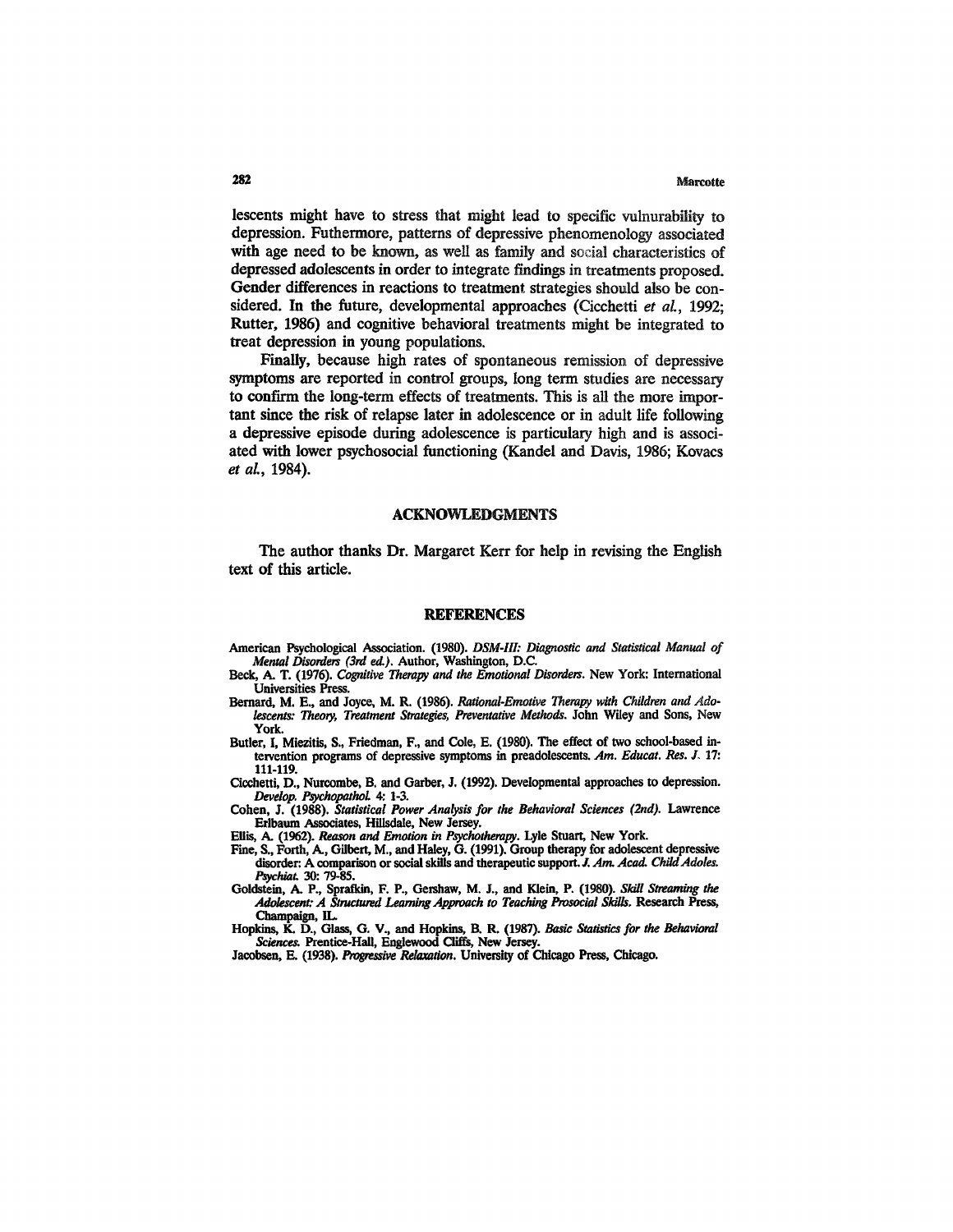lescents might have to stress that might lead to specific vulnurability to depression. Futhermore, patterns of depressive phenomenology associated with age need to be known, as well as family and social characteristics of depressed adolescents in order to integrate findings in treatments proposed. Gender differences in reactions to treatment strategies should also be considered. In the future, developmental approaches (Cicchetti *et al.*, 1992; Rutter, 1986) and cognitive behavioral treatments might be integrated to treat depression in young populations.

Finally, because high rates of spontaneous remission of depressive symptoms are reported in control groups, long term studies are necessary to confirm the long-term effects of treatments. This is all the more important since the risk of relapse later in adolescence or in adult life following a depressive episode during adolescence is particulary high and is associated with lower psychosocial functioning (Kandel and Davis, 1986; Kovacs *et al.*, 1984).

## ACKNOWLEDGMENTS

The author thanks Dr. Margaret Kerr for help in revising the English text of this article.

## REFERENCES

American Psychological Association. (1980). *DSM-III: Diagnostic and Statistical Manual of Mental Disorders (3rd ed.)*. Author, Washington, D.C.

Beck, A. T. (1976). *Cognitive Therapy and the Emotional Disorders*. New York: International Universities Press.

Bernard, M. E., and Joyce, M. R. (1986). *Rational-Emotive Therapy with Children and Adolescents: Theory, Treatment Strategies, Preventative Methods*. John Wiley and Sons, New York.

Butler, I, Miezitis, S., Friedman, F., and Cole, E. (1980). The effect of two school-based intervention programs of depressive symptoms in preadolescents. *Am. Educat. Res. J.* 17: 111-119.

Cicchetti, D., Nurcombe, B. and Garber, J. (1992). Developmental approaches to depression. *Develop. Psychopathol.* 4: 1-3.

Cohen, J. (1988). *Statistical Power Analysis for the Behavioral Sciences (2nd)*. Lawrence Erlbaum Associates, Hillsdale, New Jersey.

Ellis, A. (1962). *Reason and Emotion in Psychotherapy*. Lyle Stuart, New York.

Fine, S., Forth, A., Gilbert, M., and Haley, G. (1991). Group therapy for adolescent depressive disorder: A comparison or social skills and therapeutic support. *J. Am. Acad. Child Adoles. Psychiat.* 30: 79-85.

Goldstein, A. P., Sprafkin, F. P., Gershaw, M. J., and Klein, P. (1980). *Skill Streaming the Adolescent: A Structured Learning Approach to Teaching Prosocial Skills*. Research Press, Champaign, IL.

Hopkins, K. D., Glass, G. V., and Hopkins, B. R. (1987). *Basic Statistics for the Behavioral Sciences*. Prentice-Hall, Englewood Cliffs, New Jersey.

Jacobsen, E. (1938). *Progressive Relaxation*. University of Chicago Press, Chicago.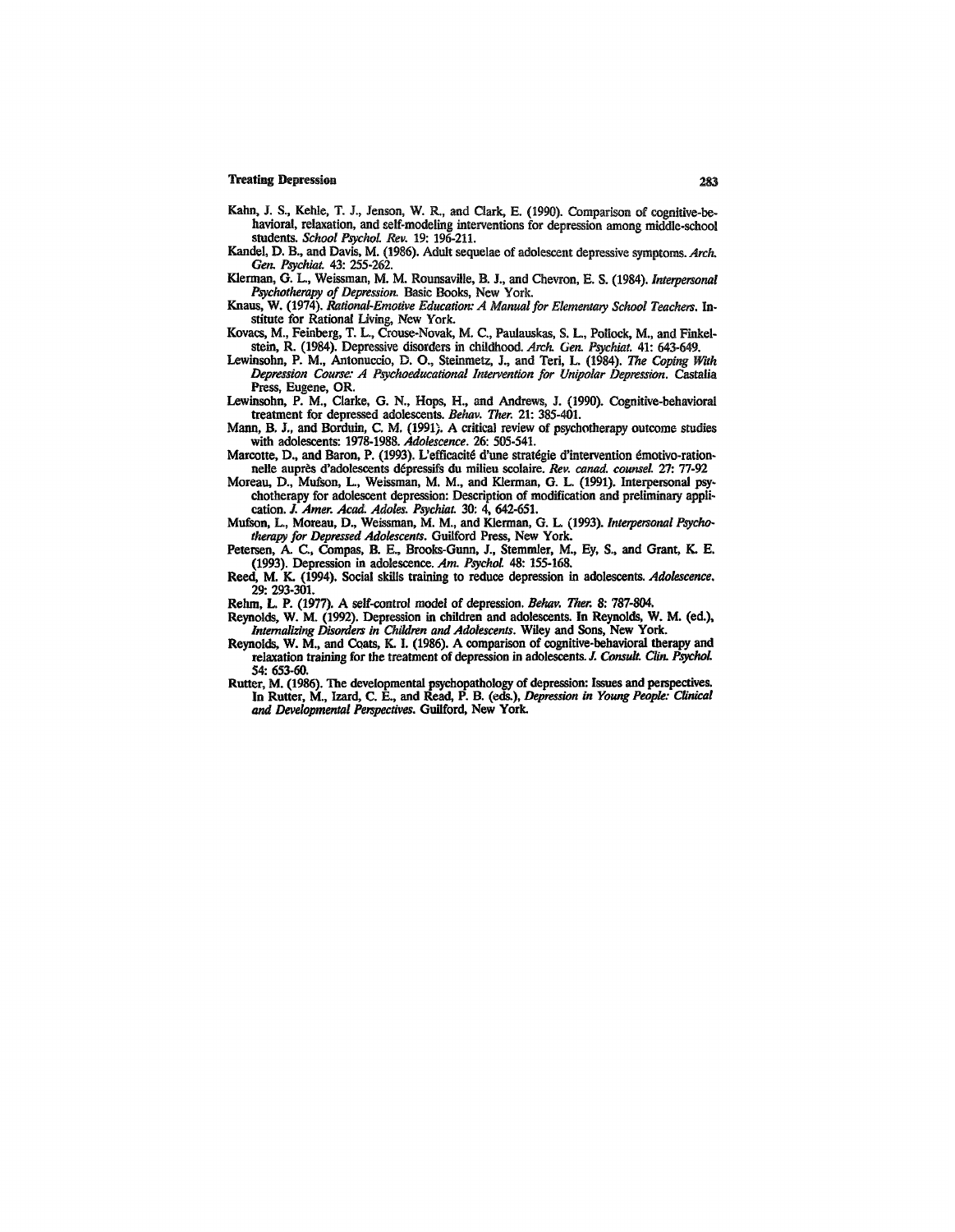Kahn, J. S., Kehle, T. J., Jenson, W. R., and Clark, E. (1990). Comparison of cognitive-behavioral, relaxation, and self-modeling interventions for depression among middle-school students. *School Psychol. Rev.* 19: 196-211.

Kandel, D. B., and Davis, M. (1986). Adult sequelae of adolescent depressive symptoms. *Arch. Gen. Psychiat.* 43: 255-262.

Klerman, G. L., Weissman, M. M. Rounsaville, B. J., and Chevron, E. S. (1984). *Interpersonal Psychotherapy of Depression.* Basic Books, New York.

Knaus, W. (1974). *Rational-Emotive Education: A Manual for Elementary School Teachers.* Institute for Rational Living, New York.

Kovacs, M., Feinberg, T. L., Crouse-Novak, M. C., Paulauskas, S. L., Pollock, M., and Finkelstein, R. (1984). Depressive disorders in childhood. *Arch. Gen. Psychiat.* 41: 643-649.

Lewinsohn, P. M., Antonuccio, D. O., Steinmetz, J., and Teri, L. (1984). *The Coping With Depression Course: A Psychoeducational Intervention for Unipolar Depression.* Castalia Press, Eugene, OR.

Lewinsohn, P. M., Clarke, G. N., Hops, H., and Andrews, J. (1990). Cognitive-behavioral treatment for depressed adolescents. *Behav. Ther.* 21: 385-401.

Mann, B. J., and Borduin, C. M. (1991). A critical review of psychotherapy outcome studies with adolescents: 1978-1988. *Adolescence.* 26: 505-541.

Marcotte, D., and Baron, P. (1993). L'efficacité d'une stratégie d'intervention émotivo-rationnelle auprès d'adolescents dépressifs du milieu scolaire. *Rev. canad. counsel.* 27: 77-92

Moreau, D., Mufson, L., Weissman, M. M., and Klerman, G. L. (1991). Interpersonal psychotherapy for adolescent depression: Description of modification and preliminary application. *J. Amer. Acad. Adoles. Psychiat.* 30: 4, 642-651.

Mufson, L., Moreau, D., Weissman, M. M., and Klerman, G. L. (1993). *Interpersonal Psychotherapy for Depressed Adolescents.* Guilford Press, New York.

Petersen, A. C., Compas, B. E., Brooks-Gunn, J., Stemmler, M., Ey, S., and Grant, K. E. (1993). Depression in adolescence. *Am. Psychol.* 48: 155-168.

Reed, M. K. (1994). Social skills training to reduce depression in adolescents. *Adolescence.* 29: 293-301.

Rehm, L. P. (1977). A self-control model of depression. *Behav. Ther.* 8: 787-804.

Reynolds, W. M. (1992). Depression in children and adolescents. In Reynolds, W. M. (ed.), *Internalizing Disorders in Children and Adolescents.* Wiley and Sons, New York.

Reynolds, W. M., and Coats, K. I. (1986). A comparison of cognitive-behavioral therapy and relaxation training for the treatment of depression in adolescents. *J. Consult. Clin. Psychol.* 54: 653-60.

Rutter, M. (1986). The developmental psychopathology of depression: Issues and perspectives. In Rutter, M., Izard, C. E., and Read, P. B. (eds.), *Depression in Young People: Clinical and Developmental Perspectives.* Guilford, New York.